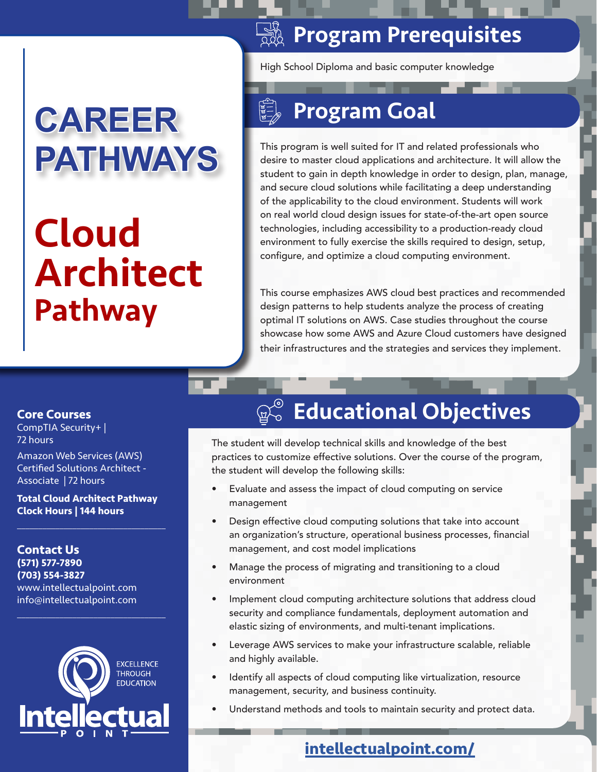# CAREER PATHWAYS

# Cloud Architect Pathway

## Program Prerequisites

High School Diploma and basic computer knowledge

## Program Goal

This program is well suited for IT and related professionals who desire to master cloud applications and architecture. It will allow the student to gain in depth knowledge in order to design, plan, manage, and secure cloud solutions while facilitating a deep understanding of the applicability to the cloud environment. Students will work on real world cloud design issues for state-of-the-art open source technologies, including accessibility to a production-ready cloud environment to fully exercise the skills required to design, setup, configure, and optimize a cloud computing environment.

This course emphasizes AWS cloud best practices and recommended design patterns to help students analyze the process of creating optimal IT solutions on AWS. Case studies throughout the course showcase how some AWS and Azure Cloud customers have designed their infrastructures and the strategies and services they implement.

**Core Courses**

CompTIA Security+ | 72 hours

Amazon Web Services (AWS) Certified Solutions Architect - Associate | 72 hours

**Total Cloud Architect Pathway Clock Hours | 144 hours**

## Educational Objectives

The student will develop technical skills and knowledge of the best practices to customize effective solutions. Over the course of the program, the student will develop the following skills:

- Evaluate and assess the impact of cloud computing on service management
- Design effective cloud computing solutions that take into account an organization's structure, operational business processes, financial management, and cost model implications
- Manage the process of migrating and transitioning to a cloud environment
- Implement cloud computing architecture solutions that address cloud security and compliance fundamentals, deployment automation and elastic sizing of environments, and multi-tenant implications.
- Leverage AWS services to make your infrastructure scalable, reliable and highly available.
- Identify all aspects of cloud computing like virtualization, resource management, security, and business continuity.
- Understand methods and tools to maintain security and protect data.

**Contact Us**

**(571) 577-7890**

**(703) 554-3827**

www.intellectualpoint.com

info@intellectualpoint.com

EXCELLENCE THROUGH EDUCATION

Intellectual POINT

intellectualpoint.com/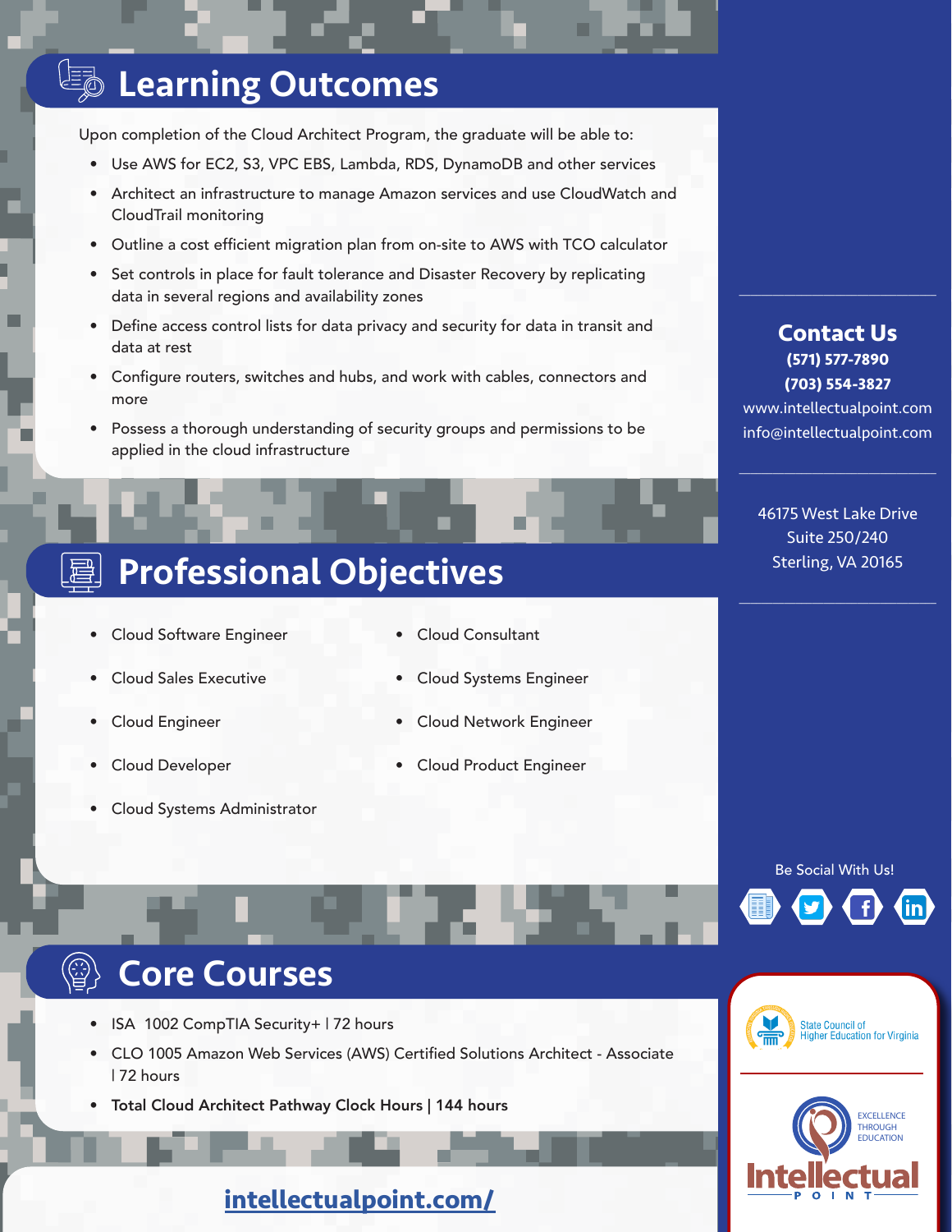## Learning Outcomes

Upon completion of the Cloud Architect Program, the graduate will be able to:

- Use AWS for EC2, S3, VPC EBS, Lambda, RDS, DynamoDB and other services
- Architect an infrastructure to manage Amazon services and use CloudWatch and CloudTrail monitoring
- Outline a cost efficient migration plan from on-site to AWS with TCO calculator
- Set controls in place for fault tolerance and Disaster Recovery by replicating data in several regions and availability zones
- Define access control lists for data privacy and security for data in transit and data at rest
- Configure routers, switches and hubs, and work with cables, connectors and more
- Possess a thorough understanding of security groups and permissions to be applied in the cloud infrastructure

## Professional Objectives

- Cloud Software Engineer
- Cloud Sales Executive
- Cloud Engineer
- Cloud Developer
- Cloud Systems Administrator
- Cloud Consultant
- Cloud Systems Engineer
- Cloud Network Engineer
- Cloud Product Engineer

## Core Courses

- ISA 1002 CompTIA Security+ | 72 hours
- CLO 1005 Amazon Web Services (AWS) Certified Solutions Architect - Associate | 72 hours
- **Total Cloud Architect Pathway Clock Hours | 144 hours**

**intellectualpoint.com/**

## Contact Us

**(571) 577-7890**
**(703) 554-3827**
www.intellectualpoint.com
info@intellectualpoint.com

46175 West Lake Drive
Suite 250/240
Sterling, VA 20165

Be Social With Us!

State Council of Higher Education for Virginia

EXCELLENCE THROUGH EDUCATION

Intellectual POINT